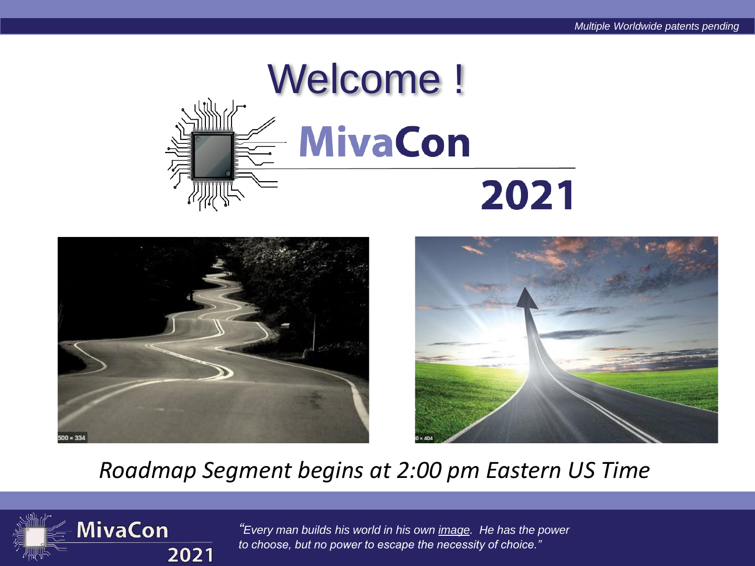Multiple Worldwide patents pending

# Welcome !

## MivaCon 2021

*Roadmap Segment begins at 2:00 pm Eastern US Time*

*"Every man builds his world in his own image. He has the power to choose, but no power to escape the necessity of choice."*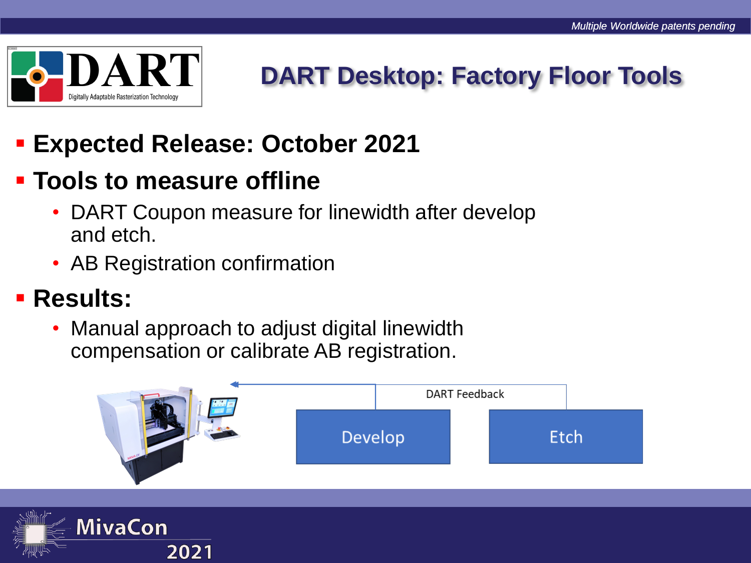# DART Desktop: Factory Floor Tools

- **Expected Release: October 2021**
- **Tools to measure offline**
  - DART Coupon measure for linewidth after develop and etch.
  - AB Registration confirmation
- **Results:**
  - Manual approach to adjust digital linewidth compensation or calibrate AB registration.

DART Feedback

Develop

Etch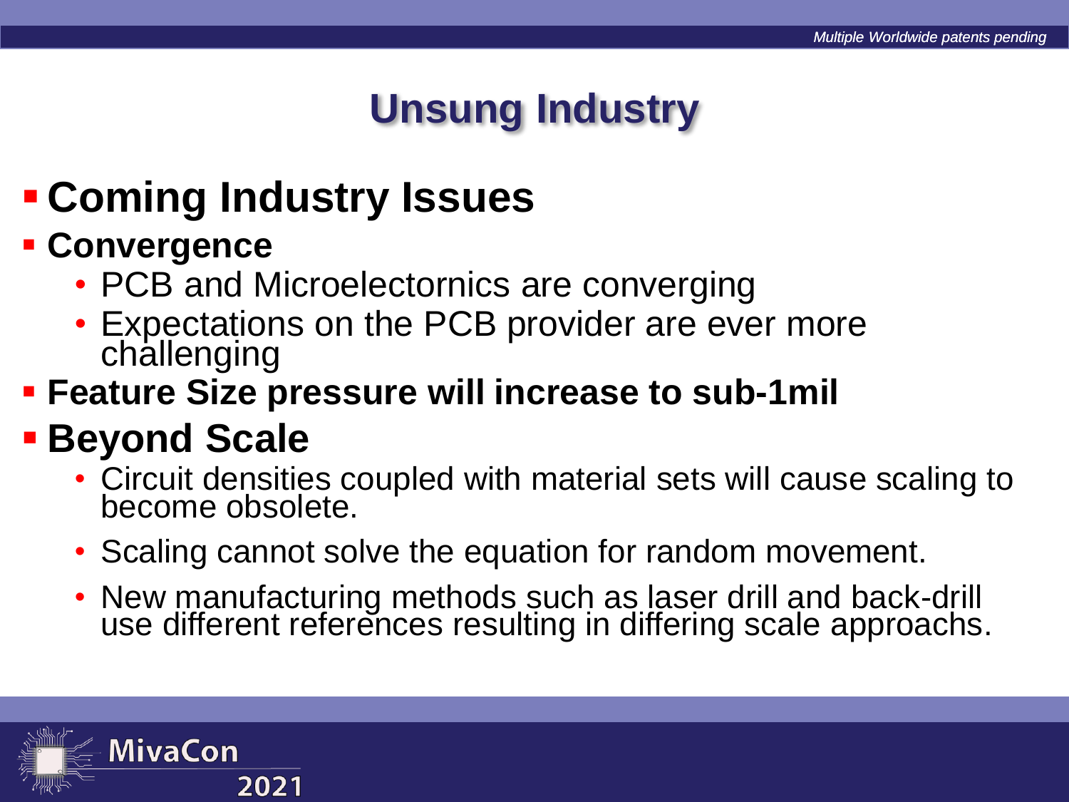# Unsung Industry

- **Coming Industry Issues**
- **Convergence**
  - PCB and Microelectornics are converging
  - Expectations on the PCB provider are ever more challenging
- **Feature Size pressure will increase to sub-1mil**
- **Beyond Scale**
  - Circuit densities coupled with material sets will cause scaling to become obsolete.
  - Scaling cannot solve the equation for random movement.
  - New manufacturing methods such as laser drill and back-drill use different references resulting in differing scale approachs.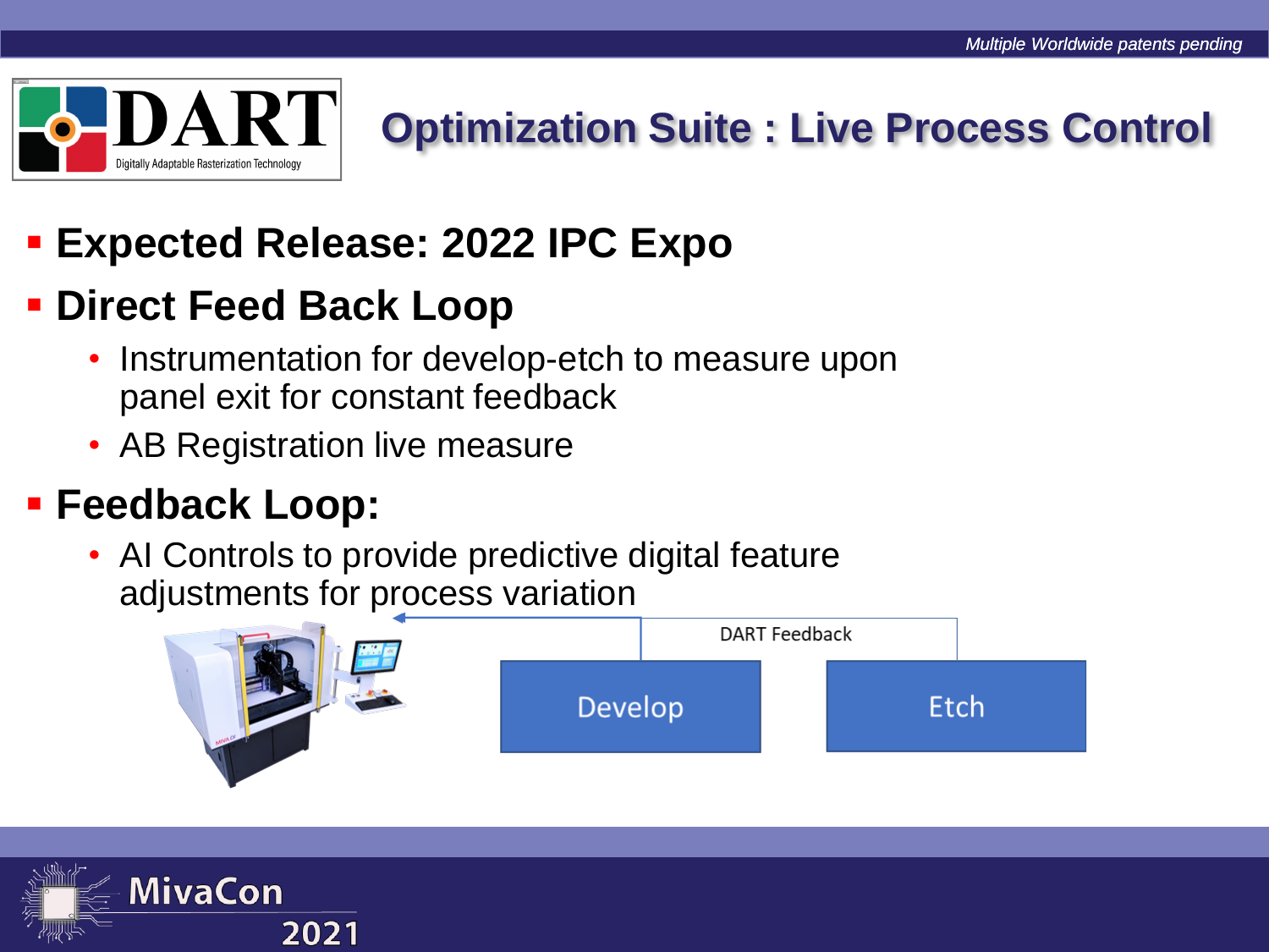# Optimization Suite : Live Process Control

*Multiple Worldwide patents pending*

- **Expected Release: 2022 IPC Expo**
- **Direct Feed Back Loop**
  - Instrumentation for develop-etch to measure upon panel exit for constant feedback
  - AB Registration live measure
- **Feedback Loop:**
  - AI Controls to provide predictive digital feature adjustments for process variation

DART Feedback

Develop

Etch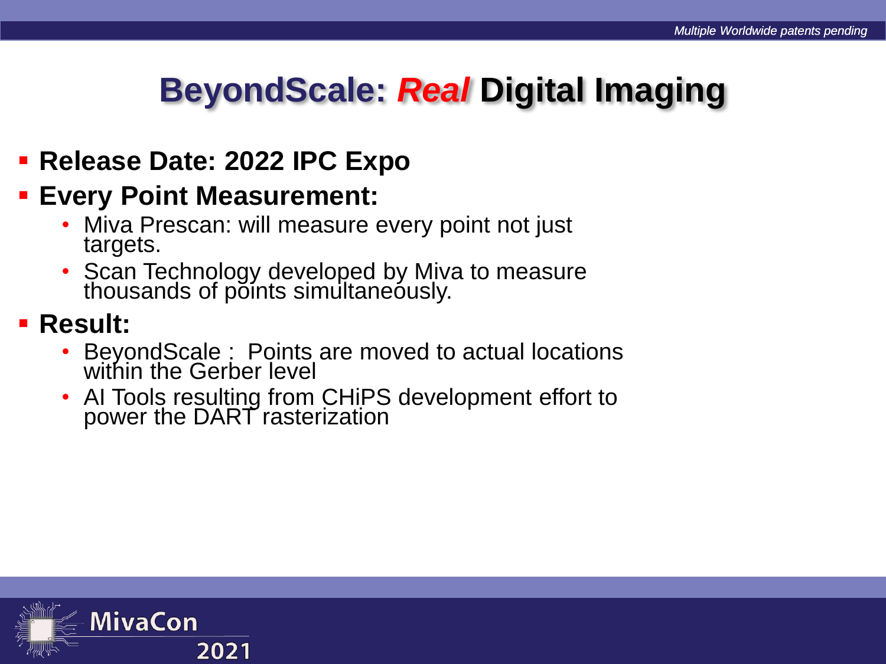# BeyondScale: *Real* Digital Imaging

- **Release Date: 2022 IPC Expo**
- **Every Point Measurement:**
  - Miva Prescan: will measure every point not just targets.
  - Scan Technology developed by Miva to measure thousands of points simultaneously.
- **Result:**
  - BeyondScale : Points are moved to actual locations within the Gerber level
  - AI Tools resulting from CHiPS development effort to power the DART rasterization